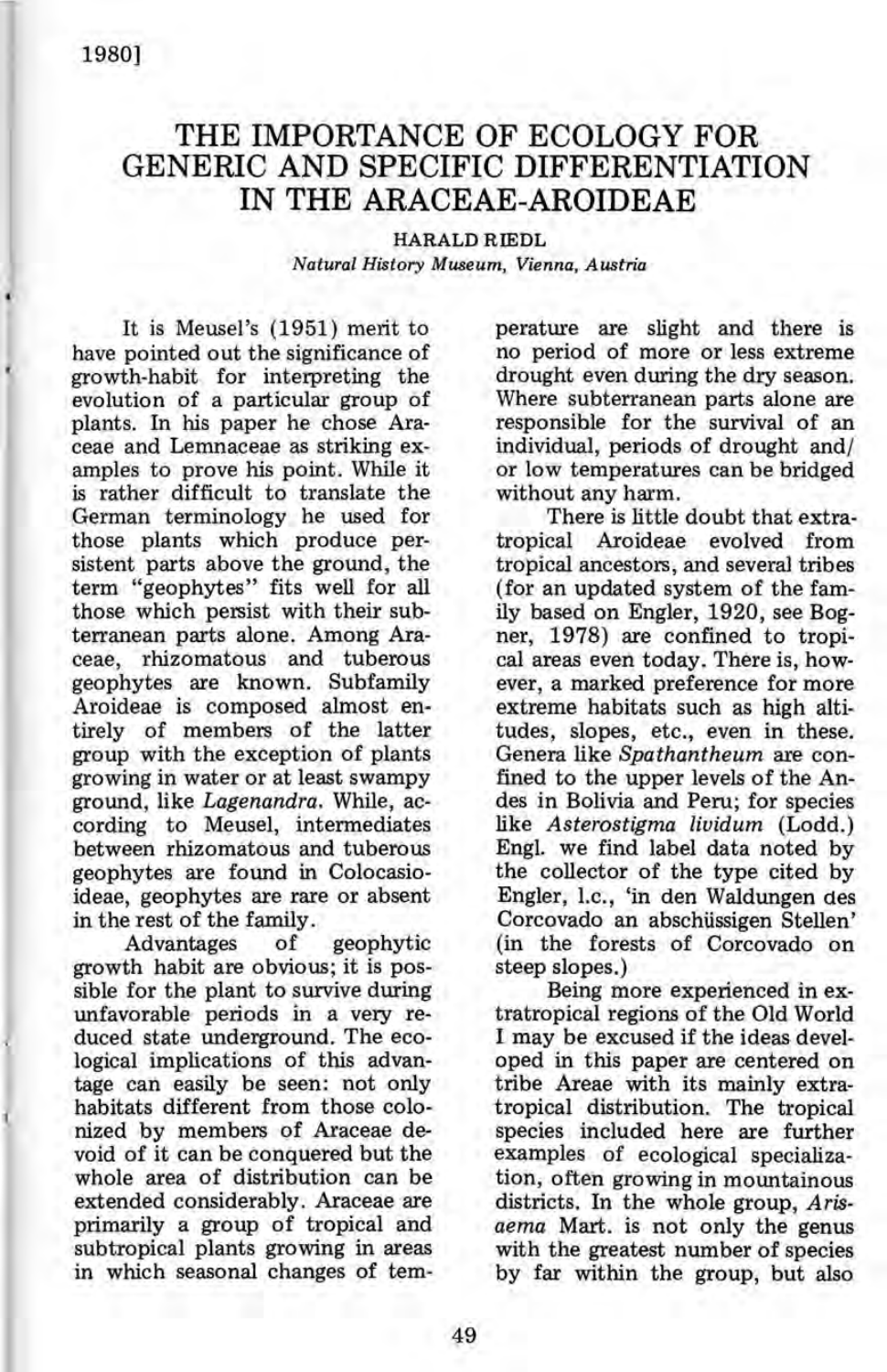# THE IMPORTANCE OF ECOLOGY FOR GENERIC AND SPECIFIC DIFFERENTIATION IN THE ARACEAE-AROIDEAE

**HARALD RIEDL**

*Natural History Museum, Vienna, Austria*

It is Meusel's (1951) merit to have pointed out the significance of growth-habit for interpreting the evolution of a particular group of plants. In his paper he chose Araceae and Lemnaceae as striking examples to prove his point. While it is rather difficult to translate the German terminology he used for those plants which produce persistent parts above the ground, the term "geophytes" fits well for all those which persist with their subterranean parts alone. Among Araceae, rhizomatous and tuberous geophytes are known. Subfamily Aroideae is composed almost entirely of members of the latter group with the exception of plants growing in water or at least swampy ground, like *Lagenandra*. While, according to Meusel, intermediates between rhizomatous and tuberous geophytes are found in Colocasioideae, geophytes are rare or absent in the rest of the family.

Advantages of geophytic growth habit are obvious; it is possible for the plant to survive during unfavorable periods in a very reduced state underground. The ecological implications of this advantage can easily be seen: not only habitats different from those colonized by members of Araceae devoid of it can be conquered but the whole area of distribution can be extended considerably. Araceae are primarily a group of tropical and subtropical plants growing in areas in which seasonal changes of temperature are slight and there is no period of more or less extreme drought even during the dry season. Where subterranean parts alone are responsible for the survival of an individual, periods of drought and/or low temperatures can be bridged without any harm.

There is little doubt that extratropical Aroideae evolved from tropical ancestors, and several tribes (for an updated system of the family based on Engler, 1920, see Bogner, 1978) are confined to tropical areas even today. There is, however, a marked preference for more extreme habitats such as high altitudes, slopes, etc., even in these. Genera like *Spathantheum* are confined to the upper levels of the Andes in Bolivia and Peru; for species like *Asterostigma lividum* (Lodd.) Engl. we find label data noted by the collector of the type cited by Engler, l.c., 'in den Waldungen des Corcovado an abschüssigen Stellen' (in the forests of Corcovado on steep slopes.)

Being more experienced in extratropical regions of the Old World I may be excused if the ideas developed in this paper are centered on tribe Areae with its mainly extratropical distribution. The tropical species included here are further examples of ecological specialization, often growing in mountainous districts. In the whole group, *Arisaema* Mart. is not only the genus with the greatest number of species by far within the group, but also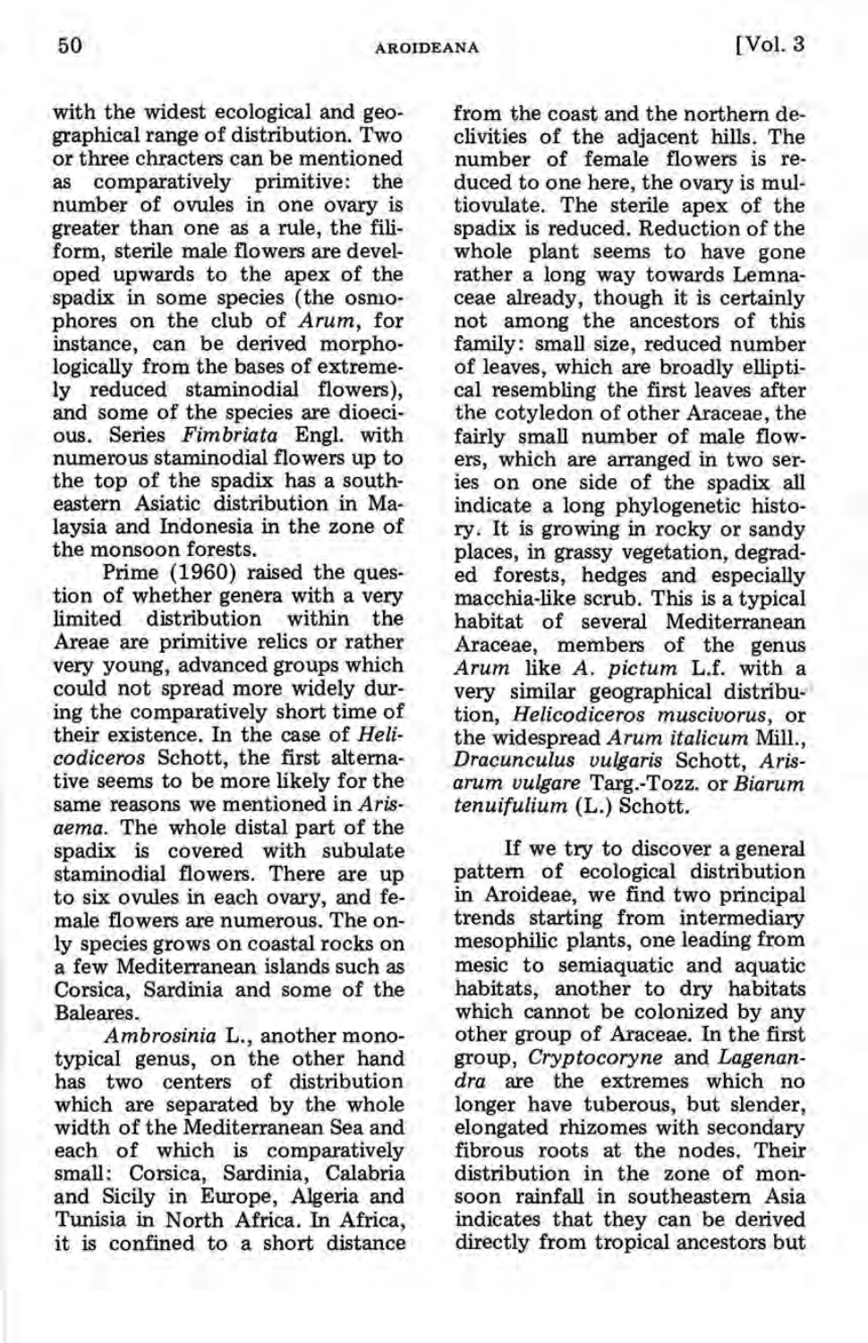with the widest ecological and geographical range of distribution. Two or three chracters can be mentioned as comparatively primitive: the number of ovules in one ovary is greater than one as a rule, the filiform, sterile male flowers are developed upwards to the apex of the spadix in some species (the osmophores on the club of *Arum*, for instance, can be derived morphologically from the bases of extremely reduced staminodial flowers), and some of the species are dioecious. Series *Fimbriata* Engl. with numerous staminodial flowers up to the top of the spadix has a southeastern Asiatic distribution in Malaysia and Indonesia in the zone of the monsoon forests.

Prime (1960) raised the question of whether genera with a very limited distribution within the Areae are primitive relics or rather very young, advanced groups which could not spread more widely during the comparatively short time of their existence. In the case of *Helicodiceros* Schott, the first alternative seems to be more likely for the same reasons we mentioned in *Arisaema*. The whole distal part of the spadix is covered with subulate staminodial flowers. There are up to six ovules in each ovary, and female flowers are numerous. The only species grows on coastal rocks on a few Mediterranean islands such as Corsica, Sardinia and some of the Baleares.

*Ambrosinia* L., another monotypical genus, on the other hand has two centers of distribution which are separated by the whole width of the Mediterranean Sea and each of which is comparatively small: Corsica, Sardinia, Calabria and Sicily in Europe, Algeria and Tunisia in North Africa. In Africa, it is confined to a short distance from the coast and the northern declivities of the adjacent hills. The number of female flowers is reduced to one here, the ovary is multiovulate. The sterile apex of the spadix is reduced. Reduction of the whole plant seems to have gone rather a long way towards Lemnaceae already, though it is certainly not among the ancestors of this family: small size, reduced number of leaves, which are broadly elliptical resembling the first leaves after the cotyledon of other Araceae, the fairly small number of male flowers, which are arranged in two series on one side of the spadix all indicate a long phylogenetic history. It is growing in rocky or sandy places, in grassy vegetation, degraded forests, hedges and especially macchia-like scrub. This is a typical habitat of several Mediterranean Araceae, members of the genus *Arum* like *A. pictum* L.f. with a very similar geographical distribution, *Helicodiceros muscivorus*, or the widespread *Arum italicum* Mill., *Dracunculus vulgaris* Schott, *Arisarum vulgare* Targ.-Tozz. or *Biarum tenuifulium* (L.) Schott.

If we try to discover a general pattern of ecological distribution in Aroideae, we find two principal trends starting from intermediary mesophilic plants, one leading from mesic to semiaquatic and aquatic habitats, another to dry habitats which cannot be colonized by any other group of Araceae. In the first group, *Cryptocoryne* and *Lagenandra* are the extremes which no longer have tuberous, but slender, elongated rhizomes with secondary fibrous roots at the nodes. Their distribution in the zone of monsoon rainfall in southeastern Asia indicates that they can be derived directly from tropical ancestors but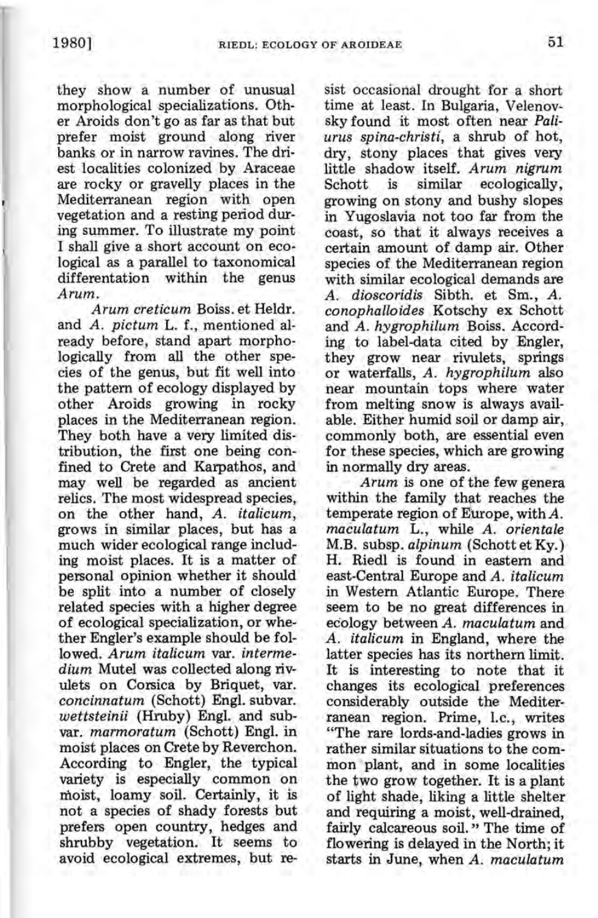they show a number of unusual morphological specializations. Other Aroids don't go as far as that but prefer moist ground along river banks or in narrow ravines. The driest localities colonized by Araceae are rocky or gravelly places in the Mediterranean region with open vegetation and a resting period during summer. To illustrate my point I shall give a short account on ecological as a parallel to taxonomical differentiation within the genus *Arum*.

*Arum creticum* Boiss. et Heldr. and *A. pictum* L. f., mentioned already before, stand apart morphologically from all the other species of the genus, but fit well into the pattern of ecology displayed by other Aroids growing in rocky places in the Mediterranean region. They both have a very limited distribution, the first one being confined to Crete and Karpathos, and may well be regarded as ancient relics. The most widespread species, on the other hand, *A. italicum*, grows in similar places, but has a much wider ecological range including moist places. It is a matter of personal opinion whether it should be split into a number of closely related species with a higher degree of ecological specialization, or whether Engler's example should be followed. *Arum italicum* var. *intermedium* Mutel was collected along rivulets on Corsica by Briquet, var. *concinnatum* (Schott) Engl. subvar. *wettsteinii* (Hruby) Engl. and subvar. *marmoratum* (Schott) Engl. in moist places on Crete by Reverchon. According to Engler, the typical variety is especially common on moist, loamy soil. Certainly, it is not a species of shady forests but prefers open country, hedges and shrubby vegetation. It seems to avoid ecological extremes, but resist occasional drought for a short time at least. In Bulgaria, Velenovsky found it most often near *Paliurus spina-christi*, a shrub of hot, dry, stony places that gives very little shadow itself. *Arum nigrum* Schott is similar ecologically, growing on stony and bushy slopes in Yugoslavia not too far from the coast, so that it always receives a certain amount of damp air. Other species of the Mediterranean region with similar ecological demands are *A. dioscoridis* Sibth. et Sm., *A. conophalloides* Kotschy ex Schott and *A. hygrophilum* Boiss. According to label-data cited by Engler, they grow near rivulets, springs or waterfalls, *A. hygrophilum* also near mountain tops where water from melting snow is always available. Either humid soil or damp air, commonly both, are essential even for these species, which are growing in normally dry areas.

*Arum* is one of the few genera within the family that reaches the temperate region of Europe, with *A. maculatum* L., while *A. orientale* M.B. subsp. *alpinum* (Schott et Ky.) H. Riedl is found in eastern and east-Central Europe and *A. italicum* in Western Atlantic Europe. There seem to be no great differences in ecology between *A. maculatum* and *A. italicum* in England, where the latter species has its northern limit. It is interesting to note that it changes its ecological preferences considerably outside the Mediterranean region. Prime, l.c., writes "The rare lords-and-ladies grows in rather similar situations to the common plant, and in some localities the two grow together. It is a plant of light shade, liking a little shelter and requiring a moist, well-drained, fairly calcareous soil." The time of flowering is delayed in the North; it starts in June, when *A. maculatum*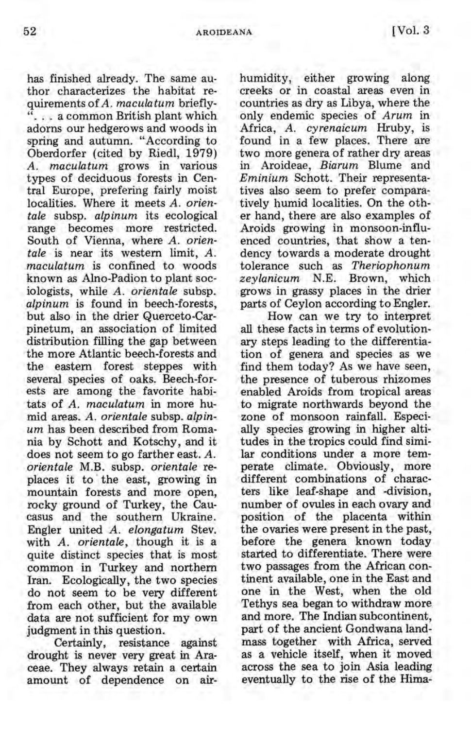has finished already. The same author characterizes the habitat requirements of *A. maculatum* briefly- ". . . a common British plant which adorns our hedgerows and woods in spring and autumn. "According to Oberdorfer (cited by Riedl, 1979) *A. maculatum* grows in various types of deciduous forests in Central Europe, prefering fairly moist localities. Where it meets *A. orientale* subsp. *alpinum* its ecological range becomes more restricted. South of Vienna, where *A. orientale* is near its western limit, *A. maculatum* is confined to woods known as Alno-Padion to plant sociologists, while *A. orientale* subsp. *alpinum* is found in beech-forests, but also in the drier Querceto-Carpinetum, an association of limited distribution filling the gap between the more Atlantic beech-forests and the eastern forest steppes with several species of oaks. Beech-forests are among the favorite habitats of *A. maculatum* in more humid areas. *A. orientale* subsp. *alpinum* has been described from Romania by Schott and Kotschy, and it does not seem to go farther east. *A. orientale* M.B. subsp. *orientale* replaces it to the east, growing in mountain forests and more open, rocky ground of Turkey, the Caucasus and the southern Ukraine. Engler united *A. elongatum* Stev. with *A. orientale*, though it is a quite distinct species that is most common in Turkey and northern Iran. Ecologically, the two species do not seem to be very different from each other, but the available data are not sufficient for my own judgment in this question.

Certainly, resistance against drought is never very great in Araceae. They always retain a certain amount of dependence on air-humidity, either growing along creeks or in coastal areas even in countries as dry as Libya, where the only endemic species of *Arum* in Africa, *A. cyrenaicum* Hruby, is found in a few places. There are two more genera of rather dry areas in Aroideae, *Biarum* Blume and *Eminium* Schott. Their representatives also seem to prefer comparatively humid localities. On the other hand, there are also examples of Aroids growing in monsoon-influenced countries, that show a tendency towards a moderate drought tolerance such as *Theriophonum zeylanicum* N.E. Brown, which grows in grassy places in the drier parts of Ceylon according to Engler.

How can we try to interpret all these facts in terms of evolutionary steps leading to the differentiation of genera and species as we find them today? As we have seen, the presence of tuberous rhizomes enabled Aroids from tropical areas to migrate northwards beyond the zone of monsoon rainfall. Especially species growing in higher altitudes in the tropics could find similar conditions under a more temperate climate. Obviously, more different combinations of characters like leaf-shape and -division, number of ovules in each ovary and position of the placenta within the ovaries were present in the past, before the genera known today started to differentiate. There were two passages from the African continent available, one in the East and one in the West, when the old Tethys sea began to withdraw more and more. The Indian subcontinent, part of the ancient Gondwana landmass together with Africa, served as a vehicle itself, when it moved across the sea to join Asia leading eventually to the rise of the Hima-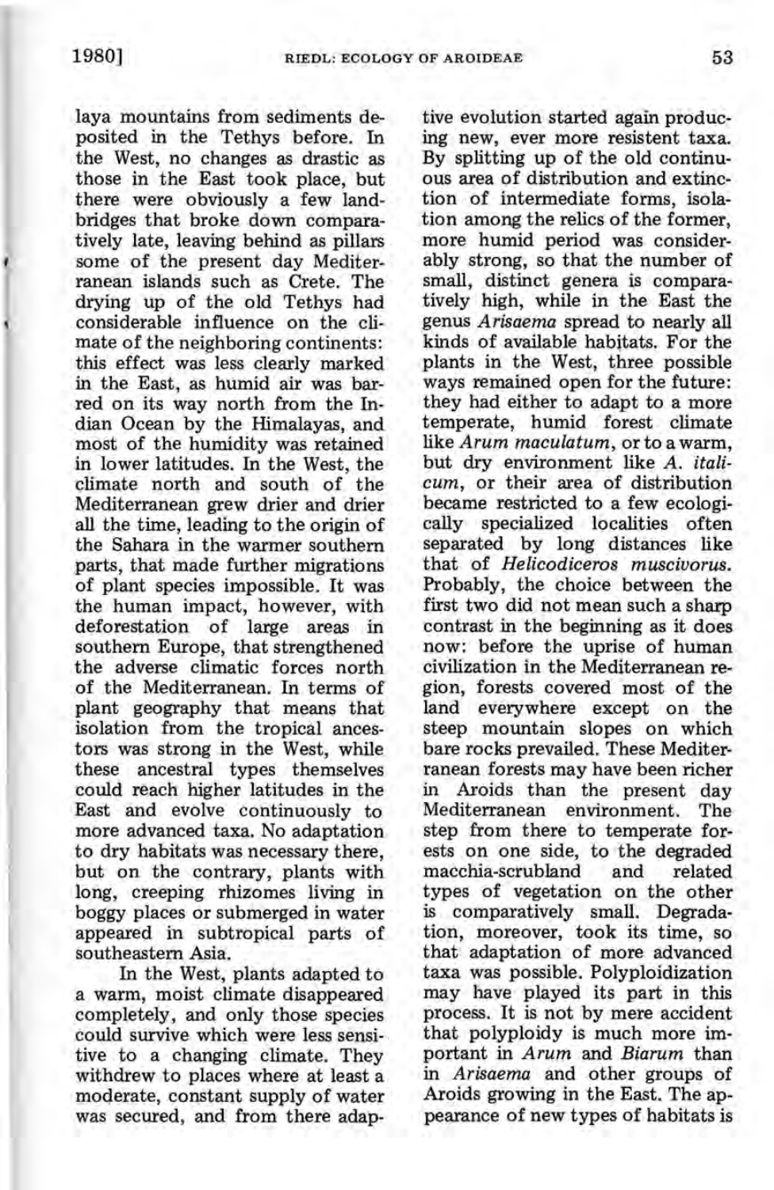laya mountains from sediments deposited in the Tethys before. In the West, no changes as drastic as those in the East took place, but there were obviously a few landbridges that broke down comparatively late, leaving behind as pillars some of the present day Mediterranean islands such as Crete. The drying up of the old Tethys had considerable influence on the climate of the neighboring continents: this effect was less clearly marked in the East, as humid air was barred on its way north from the Indian Ocean by the Himalayas, and most of the humidity was retained in lower latitudes. In the West, the climate north and south of the Mediterranean grew drier and drier all the time, leading to the origin of the Sahara in the warmer southern parts, that made further migrations of plant species impossible. It was the human impact, however, with deforestation of large areas in southern Europe, that strengthened the adverse climatic forces north of the Mediterranean. In terms of plant geography that means that isolation from the tropical ancestors was strong in the West, while these ancestral types themselves could reach higher latitudes in the East and evolve continuously to more advanced taxa. No adaptation to dry habitats was necessary there, but on the contrary, plants with long, creeping rhizomes living in boggy places or submerged in water appeared in subtropical parts of southeastern Asia.

In the West, plants adapted to a warm, moist climate disappeared completely, and only those species could survive which were less sensitive to a changing climate. They withdrew to places where at least a moderate, constant supply of water was secured, and from there adaptive evolution started again producing new, ever more resistent taxa. By splitting up of the old continuous area of distribution and extinction of intermediate forms, isolation among the relics of the former, more humid period was considerably strong, so that the number of small, distinct genera is comparatively high, while in the East the genus *Arisaema* spread to nearly all kinds of available habitats. For the plants in the West, three possible ways remained open for the future: they had either to adapt to a more temperate, humid forest climate like *Arum maculatum*, or to a warm, but dry environment like *A. italicum*, or their area of distribution became restricted to a few ecologically specialized localities often separated by long distances like that of *Helicodiceros muscivorus*. Probably, the choice between the first two did not mean such a sharp contrast in the beginning as it does now: before the uprise of human civilization in the Mediterranean region, forests covered most of the land everywhere except on the steep mountain slopes on which bare rocks prevailed. These Mediterranean forests may have been richer in Aroids than the present day Mediterranean environment. The step from there to temperate forests on one side, to the degraded macchia-scrubland and related types of vegetation on the other is comparatively small. Degradation, moreover, took its time, so that adaptation of more advanced taxa was possible. Polyploidization may have played its part in this process. It is not by mere accident that polyploidy is much more important in *Arum* and *Biarum* than in *Arisaema* and other groups of Aroids growing in the East. The appearance of new types of habitats is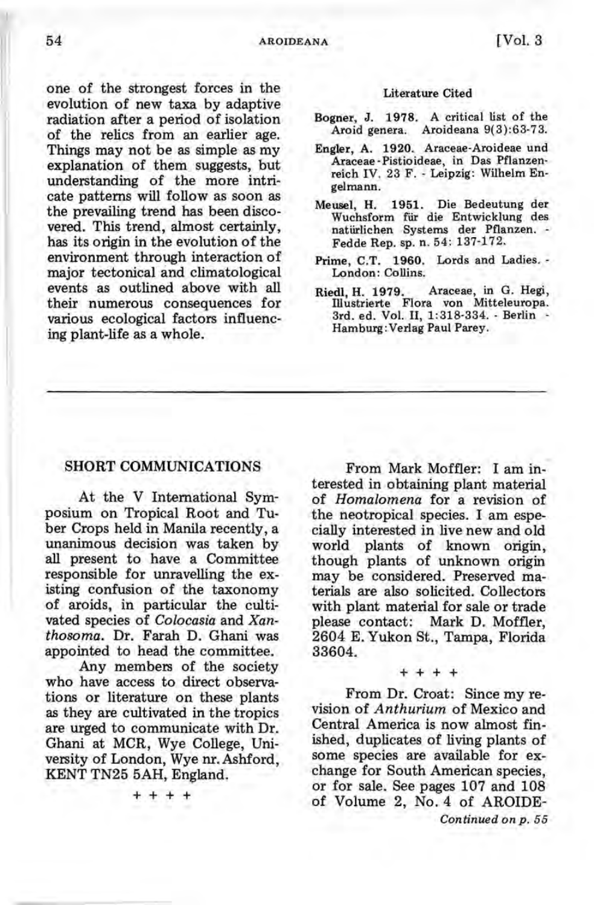one of the strongest forces in the evolution of new taxa by adaptive radiation after a period of isolation of the relics from an earlier age. Things may not be as simple as my explanation of them suggests, but understanding of the more intricate patterns will follow as soon as the prevailing trend has been discovered. This trend, almost certainly, has its origin in the evolution of the environment through interaction of major tectonical and climatological events as outlined above with all their numerous consequences for various ecological factors influencing plant-life as a whole.

#### Literature Cited

**Bogner, J. 1978.** A critical list of the Aroid genera. Aroideana 9(3):63-73.

**Engler, A. 1920.** Araceae-Aroideae und Araceae-Pistioideae, in Das Pflanzenreich IV. 23 F. - Leipzig: Wilhelm Engelmann.

**Meusel, H. 1951.** Die Bedeutung der Wuchsform für die Entwicklung des natürlichen Systems der Pflanzen. - Fedde Rep. sp. n. 54: 137-172.

**Prime, C.T. 1960.** Lords and Ladies. - London: Collins.

**Riedl, H. 1979.** Araceae, in G. Hegi, Illustrierte Flora von Mitteleuropa. 3rd. ed. Vol. II, 1:318-334. - Berlin - Hamburg: Verlag Paul Parey.

---

## SHORT COMMUNICATIONS

At the V International Symposium on Tropical Root and Tuber Crops held in Manila recently, a unanimous decision was taken by all present to have a Committee responsible for unravelling the existing confusion of the taxonomy of aroids, in particular the cultivated species of *Colocasia* and *Xanthosoma*. Dr. Farah D. Ghani was appointed to head the committee.

Any members of the society who have access to direct observations or literature on these plants as they are cultivated in the tropics are urged to communicate with Dr. Ghani at MCR, Wye College, University of London, Wye nr. Ashford, KENT TN25 5AH, England.

\+ + + +

From Mark Moffler: I am interested in obtaining plant material of *Homalomena* for a revision of the neotropical species. I am especially interested in live new and old world plants of known origin, though plants of unknown origin may be considered. Preserved materials are also solicited. Collectors with plant material for sale or trade please contact: Mark D. Moffler, 2604 E. Yukon St., Tampa, Florida 33604.

\+ + + +

From Dr. Croat: Since my revision of *Anthurium* of Mexico and Central America is now almost finished, duplicates of living plants of some species are available for exchange for South American species, or for sale. See pages 107 and 108 of Volume 2, No. 4 of AROIDE-

*Continued on p. 55*